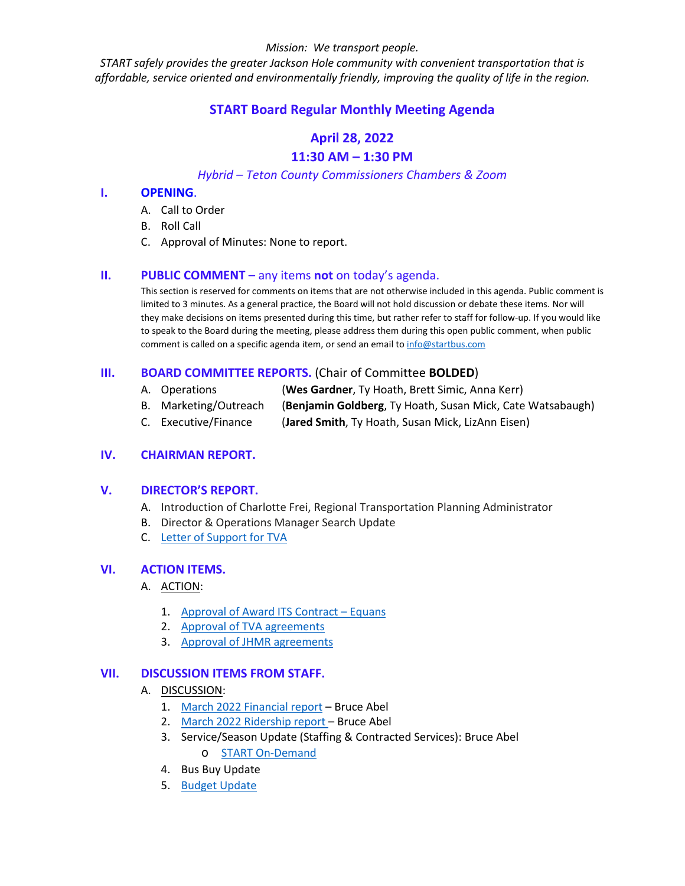*Mission: We transport people.*

*START safely provides the greater Jackson Hole community with convenient transportation that is affordable, service oriented and environmentally friendly, improving the quality of life in the region.*

# START Board Regular Monthly Meeting Agenda

## April 28, 2022

## 11:30 AM – 1:30 PM

*Hybrid – Teton County Commissioners Chambers & Zoom*

## I. OPENING.

A. Call to Order
B. Roll Call
C. Approval of Minutes: None to report.

## II. PUBLIC COMMENT – any items **not** on today's agenda.

This section is reserved for comments on items that are not otherwise included in this agenda. Public comment is limited to 3 minutes. As a general practice, the Board will not hold discussion or debate these items. Nor will they make decisions on items presented during this time, but rather refer to staff for follow-up. If you would like to speak to the Board during the meeting, please address them during this open public comment, when public comment is called on a specific agenda item, or send an email to info@startbus.com

## III. BOARD COMMITTEE REPORTS. (Chair of Committee **BOLDED**)

A. Operations (**Wes Gardner**, Ty Hoath, Brett Simic, Anna Kerr)
B. Marketing/Outreach (**Benjamin Goldberg**, Ty Hoath, Susan Mick, Cate Watsabaugh)
C. Executive/Finance (**Jared Smith**, Ty Hoath, Susan Mick, LizAnn Eisen)

## IV. CHAIRMAN REPORT.

## V. DIRECTOR'S REPORT.

A. Introduction of Charlotte Frei, Regional Transportation Planning Administrator
B. Director & Operations Manager Search Update
C. Letter of Support for TVA

## VI. ACTION ITEMS.

A. ACTION:

1. Approval of Award ITS Contract – Equans
2. Approval of TVA agreements
3. Approval of JHMR agreements

## VII. DISCUSSION ITEMS FROM STAFF.

A. DISCUSSION:

1. March 2022 Financial report – Bruce Abel
2. March 2022 Ridership report – Bruce Abel
3. Service/Season Update (Staffing & Contracted Services): Bruce Abel
   - START On-Demand
4. Bus Buy Update
5. Budget Update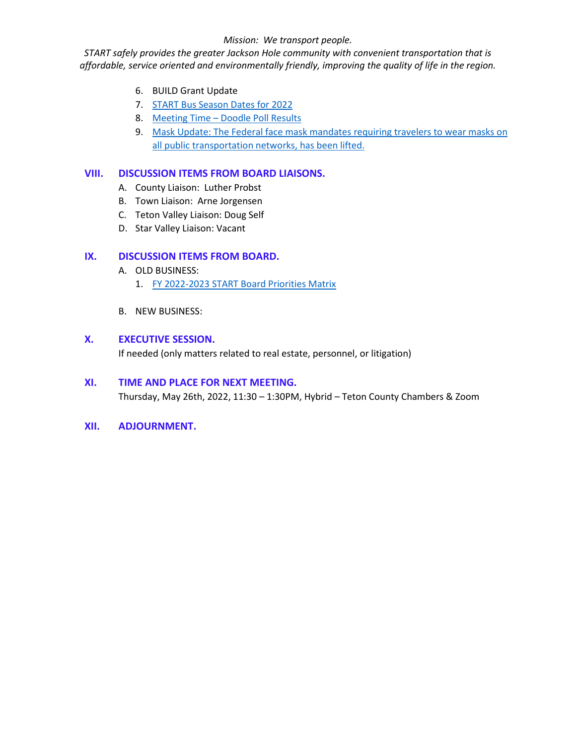*Mission: We transport people.*

*START safely provides the greater Jackson Hole community with convenient transportation that is affordable, service oriented and environmentally friendly, improving the quality of life in the region.*

6. BUILD Grant Update
7. START Bus Season Dates for 2022
8. Meeting Time – Doodle Poll Results
9. Mask Update: The Federal face mask mandates requiring travelers to wear masks on all public transportation networks, has been lifted.

## VIII. DISCUSSION ITEMS FROM BOARD LIAISONS.

A. County Liaison: Luther Probst
B. Town Liaison: Arne Jorgensen
C. Teton Valley Liaison: Doug Self
D. Star Valley Liaison: Vacant

## IX. DISCUSSION ITEMS FROM BOARD.

A. OLD BUSINESS:
   1. FY 2022-2023 START Board Priorities Matrix

B. NEW BUSINESS:

## X. EXECUTIVE SESSION.

If needed (only matters related to real estate, personnel, or litigation)

## XI. TIME AND PLACE FOR NEXT MEETING.

Thursday, May 26th, 2022, 11:30 – 1:30PM, Hybrid – Teton County Chambers & Zoom

## XII. ADJOURNMENT.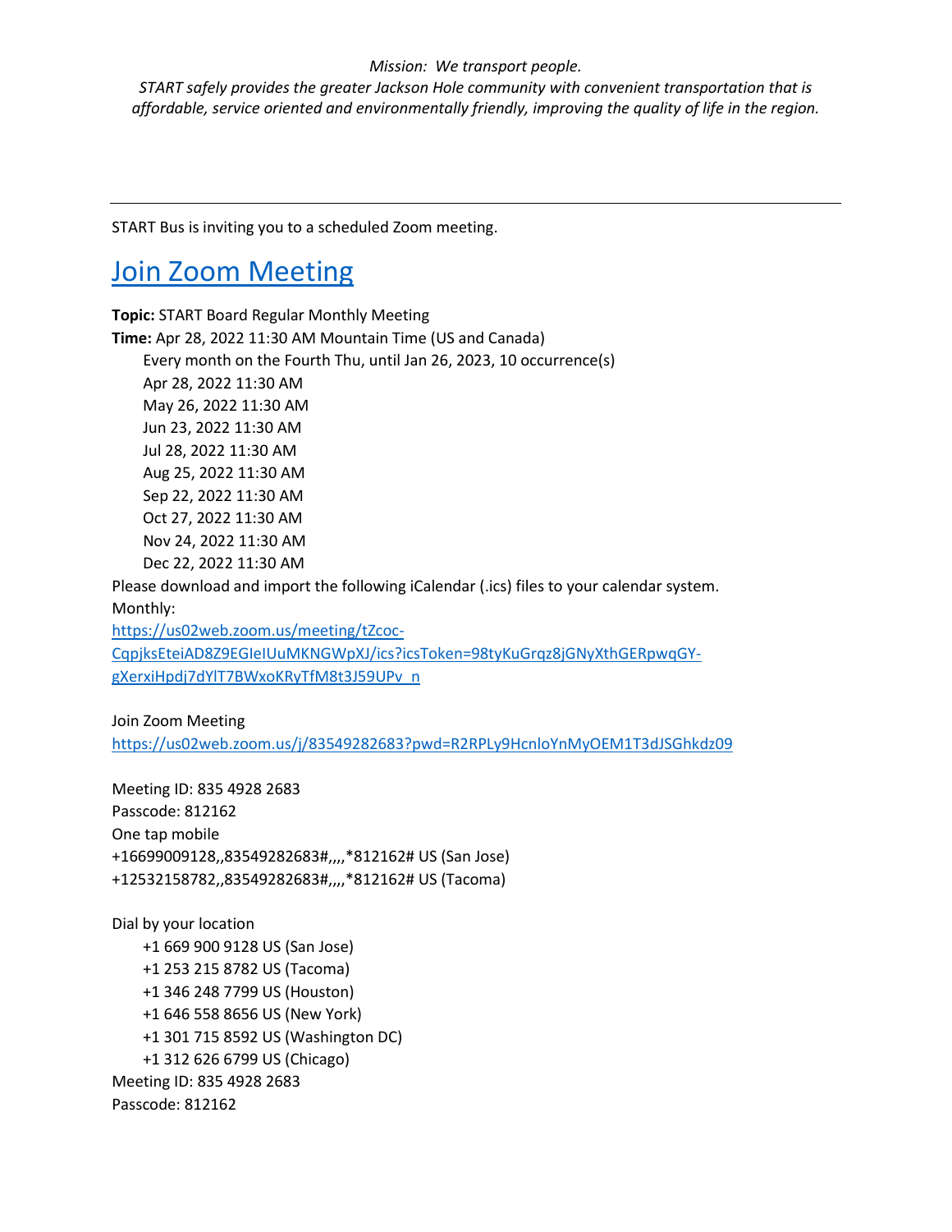*Mission: We transport people.*

*START safely provides the greater Jackson Hole community with convenient transportation that is affordable, service oriented and environmentally friendly, improving the quality of life in the region.*

---

START Bus is inviting you to a scheduled Zoom meeting.

# [Join Zoom Meeting](https://us02web.zoom.us/j/83549282683?pwd=R2RPLy9HcnloYnMyOEM1T3dJSGhkdz09)

**Topic:** START Board Regular Monthly Meeting

**Time:** Apr 28, 2022 11:30 AM Mountain Time (US and Canada)

Every month on the Fourth Thu, until Jan 26, 2023, 10 occurrence(s)

Apr 28, 2022 11:30 AM
May 26, 2022 11:30 AM
Jun 23, 2022 11:30 AM
Jul 28, 2022 11:30 AM
Aug 25, 2022 11:30 AM
Sep 22, 2022 11:30 AM
Oct 27, 2022 11:30 AM
Nov 24, 2022 11:30 AM
Dec 22, 2022 11:30 AM

Please download and import the following iCalendar (.ics) files to your calendar system.

Monthly:

https://us02web.zoom.us/meeting/tZcoc-CqpjksEteiAD8Z9EGIeIUuMKNGWpXJ/ics?icsToken=98tyKuGrqz8jGNyXthGERpwqGY-gXerxiHpdj7dYlT7BWxoKRyTfM8t3J59UPv_n

Join Zoom Meeting

https://us02web.zoom.us/j/83549282683?pwd=R2RPLy9HcnloYnMyOEM1T3dJSGhkdz09

Meeting ID: 835 4928 2683
Passcode: 812162
One tap mobile
+16699009128,,83549282683#,,,,*812162# US (San Jose)
+12532158782,,83549282683#,,,,*812162# US (Tacoma)

Dial by your location
+1 669 900 9128 US (San Jose)
+1 253 215 8782 US (Tacoma)
+1 346 248 7799 US (Houston)
+1 646 558 8656 US (New York)
+1 301 715 8592 US (Washington DC)
+1 312 626 6799 US (Chicago)

Meeting ID: 835 4928 2683
Passcode: 812162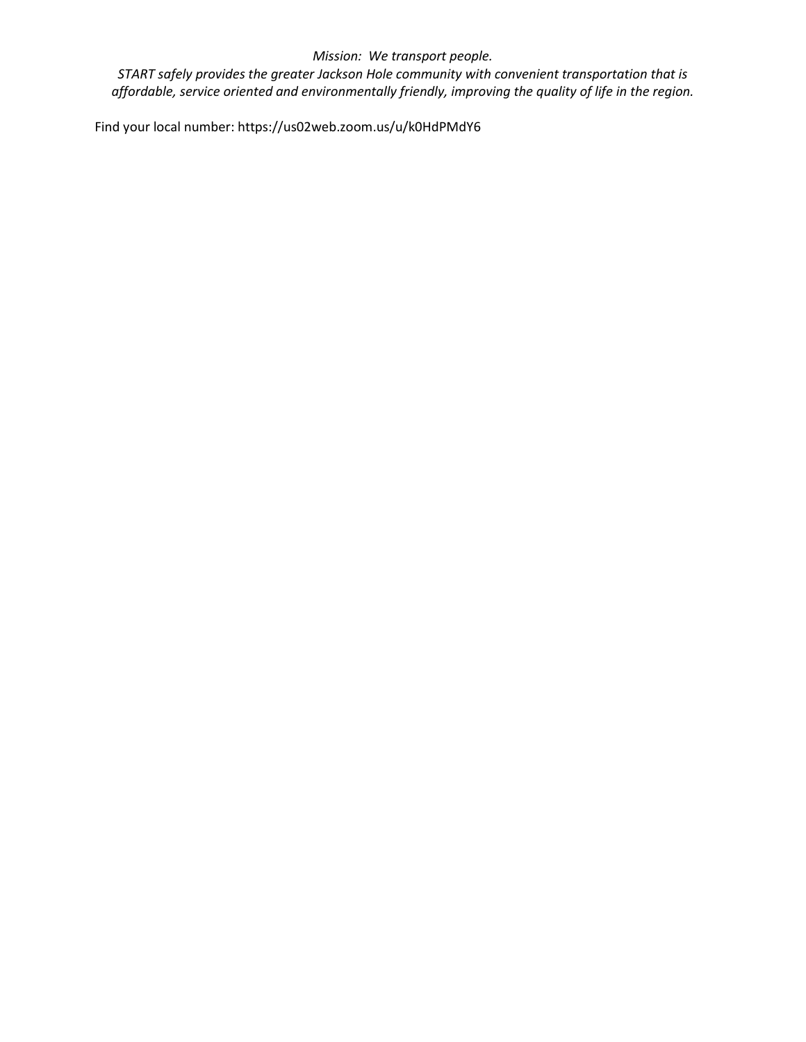*Mission: We transport people.*
*START safely provides the greater Jackson Hole community with convenient transportation that is affordable, service oriented and environmentally friendly, improving the quality of life in the region.*

Find your local number: https://us02web.zoom.us/u/k0HdPMdY6